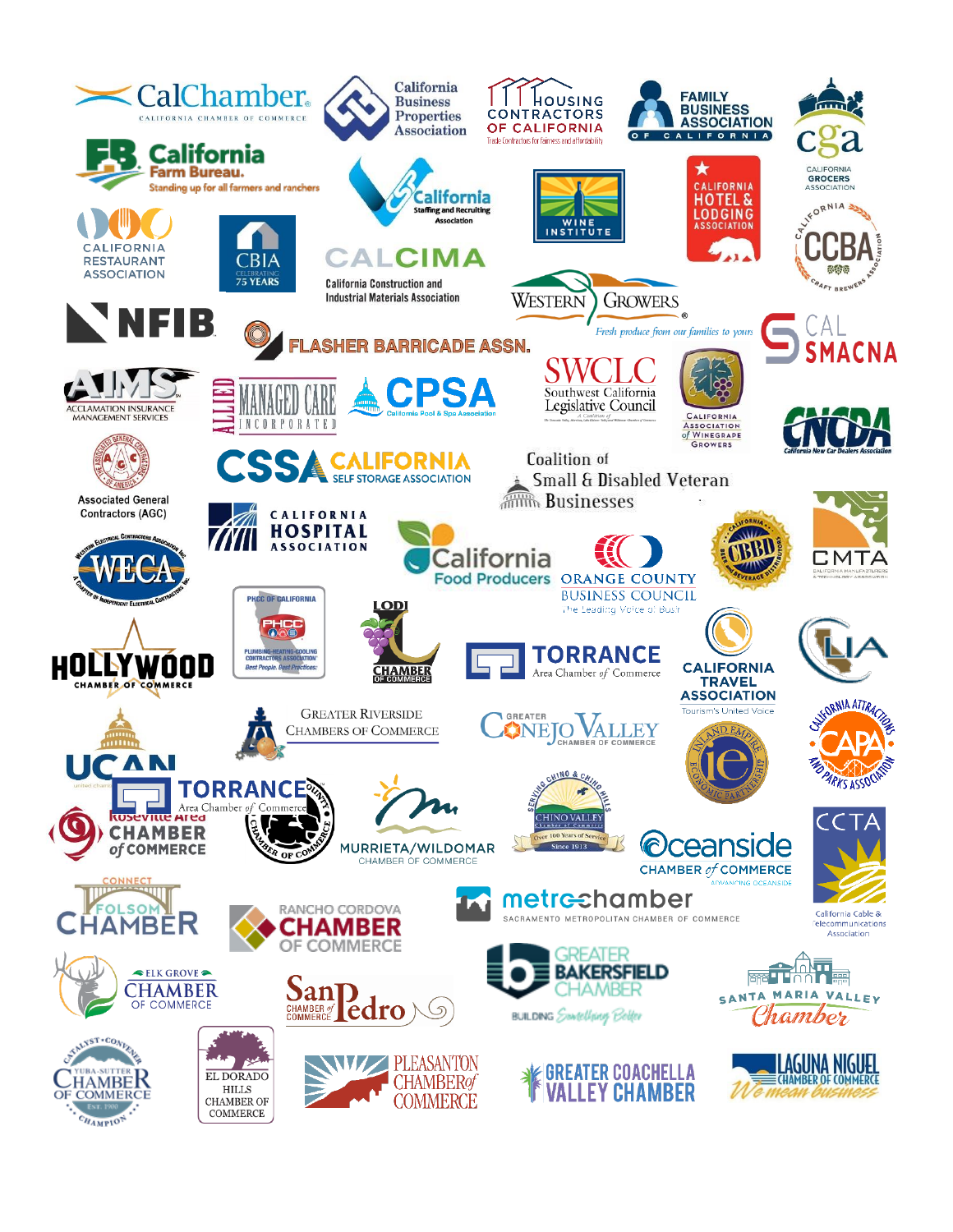CalChamber
CALIFORNIA CHAMBER OF COMMERCE

California Business Properties Association

HOUSING CONTRACTORS OF CALIFORNIA
Trade Contractors for Fairness and affordability

FAMILY BUSINESS ASSOCIATION OF CALIFORNIA

cga
CALIFORNIA GROCERS ASSOCIATION

California Farm Bureau.
Standing up for all farmers and ranchers

California Staffing and Recruiting Association

WINE INSTITUTE

CALIFORNIA HOTEL & LODGING ASSOCIATION

CALIFORNIA RESTAURANT ASSOCIATION

CBIA
CELEBRATING 75 YEARS

CALCIMA
California Construction and Industrial Materials Association

CCBA
CALIFORNIA CRAFT BREWERS ASSOCIATION

WESTERN GROWERS
Fresh produce from our families to yours

NFIB

FLASHER BARRICADE ASSN.

CAL SMACNA

AIMS
ACCLAMATION INSURANCE MANAGEMENT SERVICES

ALLIED MANAGED CARE INCORPORATED

CPSA
California Pool & Spa Association

SWCLC
Southwest California Legislative Council

California Association of Winegrape Growers

CNCDA
California New Car Dealers Association

Associated General Contractors (AGC)

CSSA CALIFORNIA SELF STORAGE ASSOCIATION

Coalition of Small & Disabled Veteran Businesses

CALIFORNIA HOSPITAL ASSOCIATION

California Food Producers

ORANGE COUNTY BUSINESS COUNCIL
The Leading Voice of Business

CBBD
CALIFORNIA BEER & BEVERAGE DISTRIBUTORS

CMTA
CALIFORNIA MANUFACTURERS & TECHNOLOGY ASSOCIATION

WECA
WESTERN ELECTRICAL CONTRACTORS ASSOCIATION INC.
A CHAPTER OF INDEPENDENT ELECTRICAL CONTRACTORS

PHCC OF CALIFORNIA
PLUMBING-HEATING-COOLING CONTRACTORS ASSOCIATION
Best People. Best Practices.

LODI CHAMBER OF COMMERCE

HOLLYWOOD CHAMBER OF COMMERCE

TORRANCE Area Chamber of Commerce

CALIFORNIA TRAVEL ASSOCIATION
Tourism's United Voice

LIA

GREATER RIVERSIDE CHAMBERS OF COMMERCE

GREATER CONEJO VALLEY CHAMBER OF COMMERCE

INLAND EMPIRE ECONOMIC PARTNERSHIP

CALIFORNIA ATTRACTIONS AND PARKS ASSOCIATION
CAPA

UCAN
united chambers

TORRANCE Area Chamber of Commerce

Roseville Area CHAMBER of COMMERCE

COUNTY CHAMBER OF COMMERCE

MURRIETA/WILDOMAR CHAMBER OF COMMERCE

SERVING CHINO & CHINO HILLS
CHINO VALLEY Chamber of Commerce
Over 100 Years of Service
Since 1913

Oceanside CHAMBER of COMMERCE
ADVANCING OCEANSIDE

CCTA
California Cable & Telecommunications Association

CONNECT FOLSOM CHAMBER

RANCHO CORDOVA CHAMBER OF COMMERCE

metrochamber
SACRAMENTO METROPOLITAN CHAMBER OF COMMERCE

ELK GROVE CHAMBER OF COMMERCE

San Pedro CHAMBER of COMMERCE

GREATER BAKERSFIELD CHAMBER
BUILDING Something Better

SANTA MARIA VALLEY Chamber

CATALYST · CONVENER
YUBA-SUTTER CHAMBER OF COMMERCE
EST. 1900
CHAMPION

EL DORADO HILLS CHAMBER OF COMMERCE

PLEASANTON CHAMBER of COMMERCE

GREATER COACHELLA VALLEY CHAMBER

LAGUNA NIGUEL CHAMBER OF COMMERCE
We mean business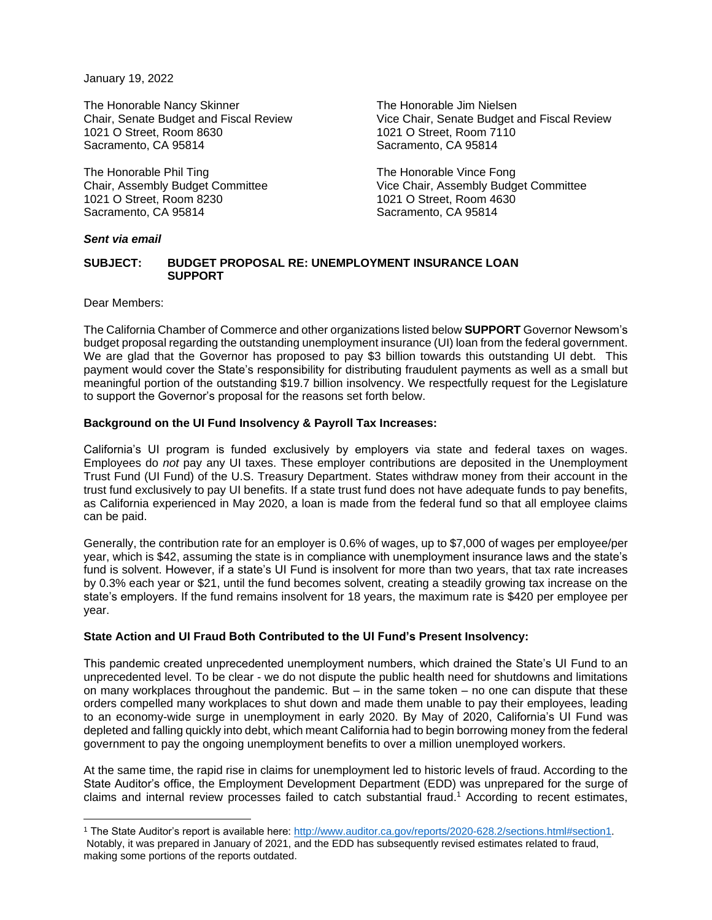January 19, 2022

The Honorable Nancy Skinner
Chair, Senate Budget and Fiscal Review
1021 O Street, Room 8630
Sacramento, CA 95814

The Honorable Jim Nielsen
Vice Chair, Senate Budget and Fiscal Review
1021 O Street, Room 7110
Sacramento, CA 95814

The Honorable Phil Ting
Chair, Assembly Budget Committee
1021 O Street, Room 8230
Sacramento, CA 95814

The Honorable Vince Fong
Vice Chair, Assembly Budget Committee
1021 O Street, Room 4630
Sacramento, CA 95814

***Sent via email***

**SUBJECT: BUDGET PROPOSAL RE: UNEMPLOYMENT INSURANCE LOAN SUPPORT**

Dear Members:

The California Chamber of Commerce and other organizations listed below **SUPPORT** Governor Newsom's budget proposal regarding the outstanding unemployment insurance (UI) loan from the federal government. We are glad that the Governor has proposed to pay $3 billion towards this outstanding UI debt. This payment would cover the State's responsibility for distributing fraudulent payments as well as a small but meaningful portion of the outstanding $19.7 billion insolvency. We respectfully request for the Legislature to support the Governor's proposal for the reasons set forth below.

**Background on the UI Fund Insolvency & Payroll Tax Increases:**

California's UI program is funded exclusively by employers via state and federal taxes on wages. Employees do *not* pay any UI taxes. These employer contributions are deposited in the Unemployment Trust Fund (UI Fund) of the U.S. Treasury Department. States withdraw money from their account in the trust fund exclusively to pay UI benefits. If a state trust fund does not have adequate funds to pay benefits, as California experienced in May 2020, a loan is made from the federal fund so that all employee claims can be paid.

Generally, the contribution rate for an employer is 0.6% of wages, up to $7,000 of wages per employee/per year, which is $42, assuming the state is in compliance with unemployment insurance laws and the state's fund is solvent. However, if a state's UI Fund is insolvent for more than two years, that tax rate increases by 0.3% each year or $21, until the fund becomes solvent, creating a steadily growing tax increase on the state's employers. If the fund remains insolvent for 18 years, the maximum rate is $420 per employee per year.

**State Action and UI Fraud Both Contributed to the UI Fund's Present Insolvency:**

This pandemic created unprecedented unemployment numbers, which drained the State's UI Fund to an unprecedented level. To be clear - we do not dispute the public health need for shutdowns and limitations on many workplaces throughout the pandemic. But – in the same token – no one can dispute that these orders compelled many workplaces to shut down and made them unable to pay their employees, leading to an economy-wide surge in unemployment in early 2020. By May of 2020, California's UI Fund was depleted and falling quickly into debt, which meant California had to begin borrowing money from the federal government to pay the ongoing unemployment benefits to over a million unemployed workers.

At the same time, the rapid rise in claims for unemployment led to historic levels of fraud. According to the State Auditor's office, the Employment Development Department (EDD) was unprepared for the surge of claims and internal review processes failed to catch substantial fraud.[1] According to recent estimates,

[1] The State Auditor's report is available here: http://www.auditor.ca.gov/reports/2020-628.2/sections.html#section1. Notably, it was prepared in January of 2021, and the EDD has subsequently revised estimates related to fraud, making some portions of the reports outdated.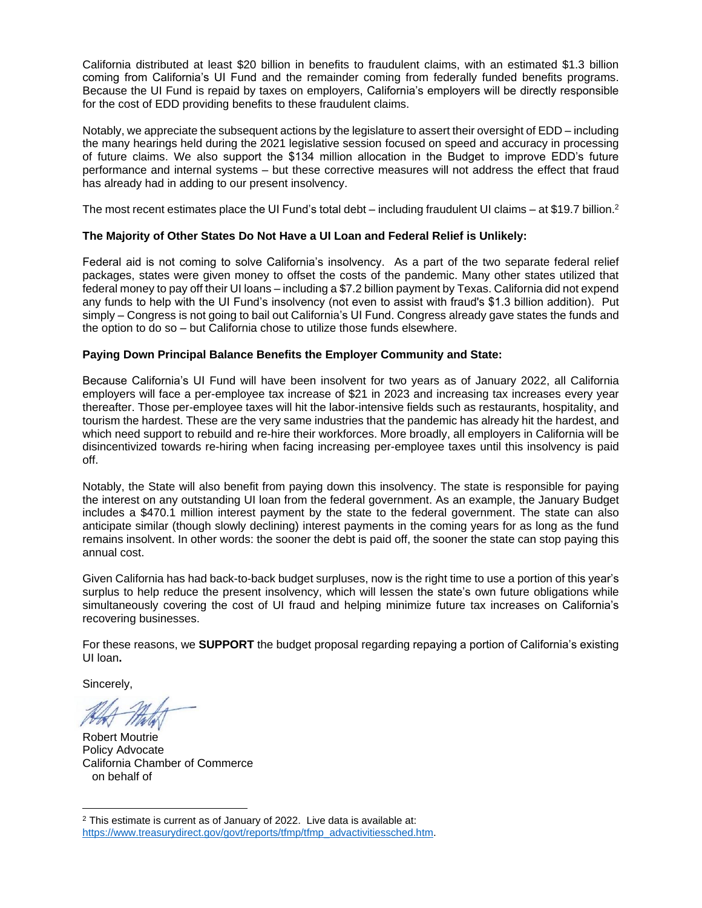California distributed at least $20 billion in benefits to fraudulent claims, with an estimated $1.3 billion coming from California's UI Fund and the remainder coming from federally funded benefits programs. Because the UI Fund is repaid by taxes on employers, California's employers will be directly responsible for the cost of EDD providing benefits to these fraudulent claims.

Notably, we appreciate the subsequent actions by the legislature to assert their oversight of EDD – including the many hearings held during the 2021 legislative session focused on speed and accuracy in processing of future claims. We also support the $134 million allocation in the Budget to improve EDD's future performance and internal systems – but these corrective measures will not address the effect that fraud has already had in adding to our present insolvency.

The most recent estimates place the UI Fund's total debt – including fraudulent UI claims – at $19.7 billion.[2]

**The Majority of Other States Do Not Have a UI Loan and Federal Relief is Unlikely:**

Federal aid is not coming to solve California's insolvency. As a part of the two separate federal relief packages, states were given money to offset the costs of the pandemic. Many other states utilized that federal money to pay off their UI loans – including a $7.2 billion payment by Texas. California did not expend any funds to help with the UI Fund's insolvency (not even to assist with fraud's $1.3 billion addition). Put simply – Congress is not going to bail out California's UI Fund. Congress already gave states the funds and the option to do so – but California chose to utilize those funds elsewhere.

**Paying Down Principal Balance Benefits the Employer Community and State:**

Because California's UI Fund will have been insolvent for two years as of January 2022, all California employers will face a per-employee tax increase of $21 in 2023 and increasing tax increases every year thereafter. Those per-employee taxes will hit the labor-intensive fields such as restaurants, hospitality, and tourism the hardest. These are the very same industries that the pandemic has already hit the hardest, and which need support to rebuild and re-hire their workforces. More broadly, all employers in California will be disincentivized towards re-hiring when facing increasing per-employee taxes until this insolvency is paid off.

Notably, the State will also benefit from paying down this insolvency. The state is responsible for paying the interest on any outstanding UI loan from the federal government. As an example, the January Budget includes a $470.1 million interest payment by the state to the federal government. The state can also anticipate similar (though slowly declining) interest payments in the coming years for as long as the fund remains insolvent. In other words: the sooner the debt is paid off, the sooner the state can stop paying this annual cost.

Given California has had back-to-back budget surpluses, now is the right time to use a portion of this year's surplus to help reduce the present insolvency, which will lessen the state's own future obligations while simultaneously covering the cost of UI fraud and helping minimize future tax increases on California's recovering businesses.

For these reasons, we **SUPPORT** the budget proposal regarding repaying a portion of California's existing UI loan**.**

Sincerely,

Robert Moutrie
Policy Advocate
California Chamber of Commerce
on behalf of

---

[2] This estimate is current as of January of 2022. Live data is available at: https://www.treasurydirect.gov/govt/reports/tfmp/tfmp_advactivitiessched.htm.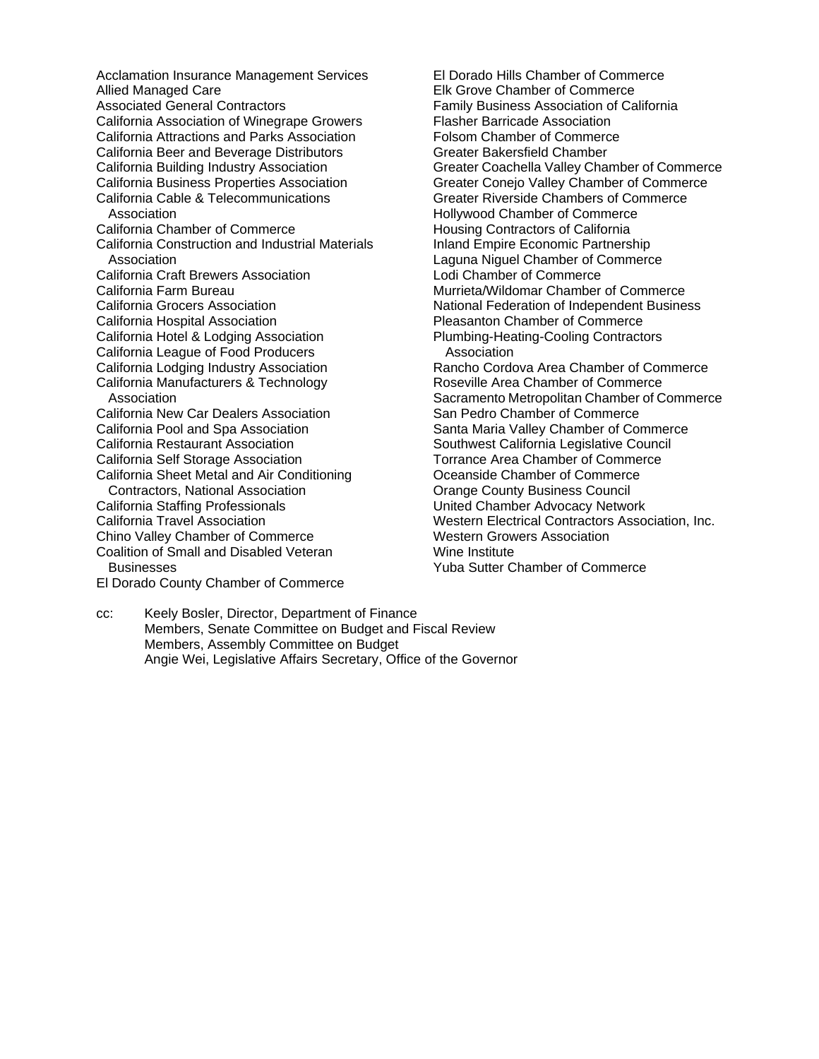Acclamation Insurance Management Services
Allied Managed Care
Associated General Contractors
California Association of Winegrape Growers
California Attractions and Parks Association
California Beer and Beverage Distributors
California Building Industry Association
California Business Properties Association
California Cable & Telecommunications Association
California Chamber of Commerce
California Construction and Industrial Materials Association
California Craft Brewers Association
California Farm Bureau
California Grocers Association
California Hospital Association
California Hotel & Lodging Association
California League of Food Producers
California Lodging Industry Association
California Manufacturers & Technology Association
California New Car Dealers Association
California Pool and Spa Association
California Restaurant Association
California Self Storage Association
California Sheet Metal and Air Conditioning Contractors, National Association
California Staffing Professionals
California Travel Association
Chino Valley Chamber of Commerce
Coalition of Small and Disabled Veteran Businesses
El Dorado County Chamber of Commerce
El Dorado Hills Chamber of Commerce
Elk Grove Chamber of Commerce
Family Business Association of California
Flasher Barricade Association
Folsom Chamber of Commerce
Greater Bakersfield Chamber
Greater Coachella Valley Chamber of Commerce
Greater Conejo Valley Chamber of Commerce
Greater Riverside Chambers of Commerce
Hollywood Chamber of Commerce
Housing Contractors of California
Inland Empire Economic Partnership
Laguna Niguel Chamber of Commerce
Lodi Chamber of Commerce
Murrieta/Wildomar Chamber of Commerce
National Federation of Independent Business
Pleasanton Chamber of Commerce
Plumbing-Heating-Cooling Contractors Association
Rancho Cordova Area Chamber of Commerce
Roseville Area Chamber of Commerce
Sacramento Metropolitan Chamber of Commerce
San Pedro Chamber of Commerce
Santa Maria Valley Chamber of Commerce
Southwest California Legislative Council
Torrance Area Chamber of Commerce
Oceanside Chamber of Commerce
Orange County Business Council
United Chamber Advocacy Network
Western Electrical Contractors Association, Inc.
Western Growers Association
Wine Institute
Yuba Sutter Chamber of Commerce

cc: Keely Bosler, Director, Department of Finance
Members, Senate Committee on Budget and Fiscal Review
Members, Assembly Committee on Budget
Angie Wei, Legislative Affairs Secretary, Office of the Governor